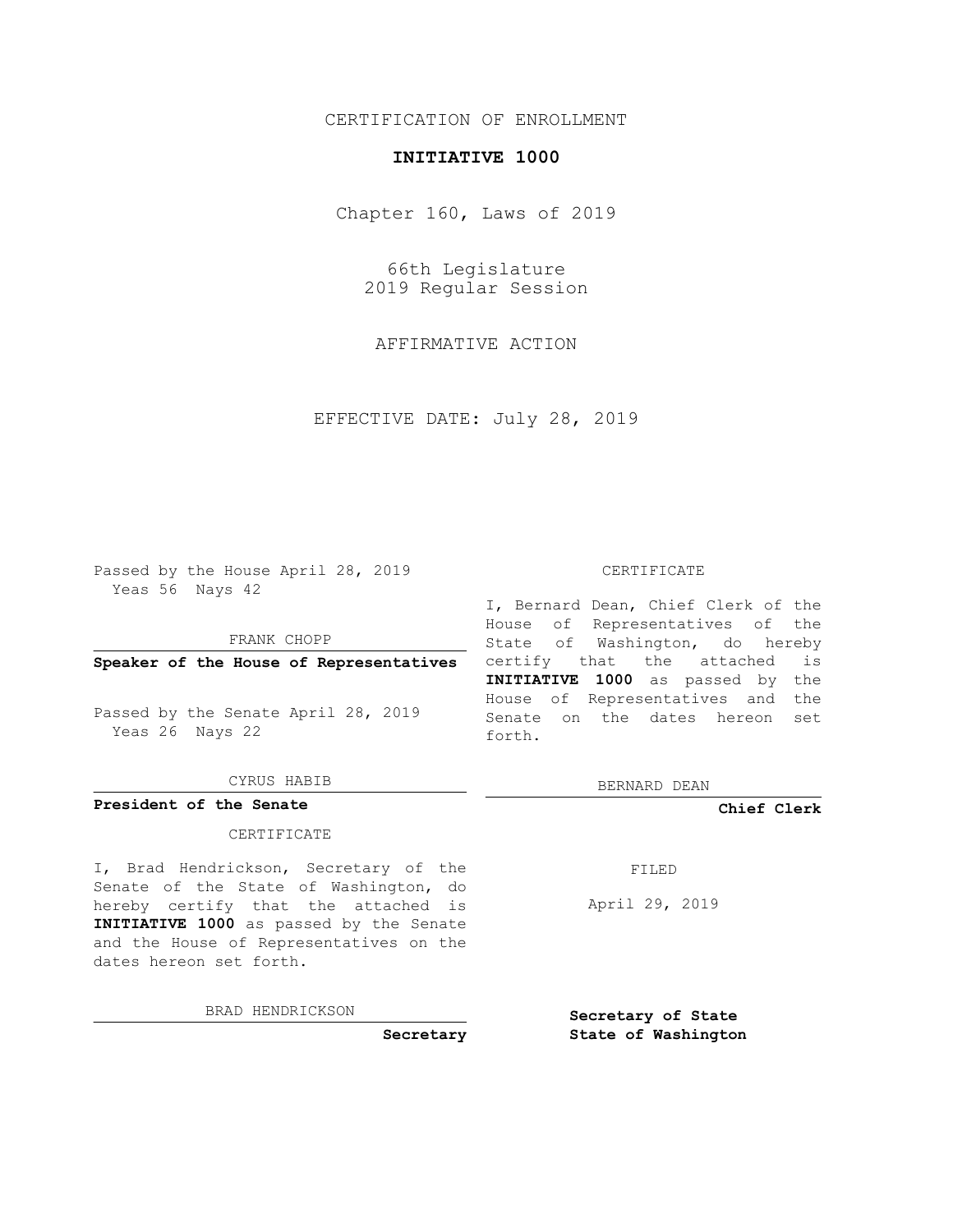CERTIFICATION OF ENROLLMENT

# INITIATIVE 1000

Chapter 160, Laws of 2019

66th Legislature
2019 Regular Session

AFFIRMATIVE ACTION

EFFECTIVE DATE: July 28, 2019

Passed by the House April 28, 2019
Yeas 56 Nays 42

FRANK CHOPP

**Speaker of the House of Representatives**

Passed by the Senate April 28, 2019
Yeas 26 Nays 22

CYRUS HABIB

**President of the Senate**

CERTIFICATE

I, Bernard Dean, Chief Clerk of the House of Representatives of the State of Washington, do hereby certify that the attached is **INITIATIVE 1000** as passed by the House of Representatives and the Senate on the dates hereon set forth.

BERNARD DEAN

**Chief Clerk**

CERTIFICATE

I, Brad Hendrickson, Secretary of the Senate of the State of Washington, do hereby certify that the attached is **INITIATIVE 1000** as passed by the Senate and the House of Representatives on the dates hereon set forth.

BRAD HENDRICKSON

**Secretary**

FILED

April 29, 2019

**Secretary of State**
**State of Washington**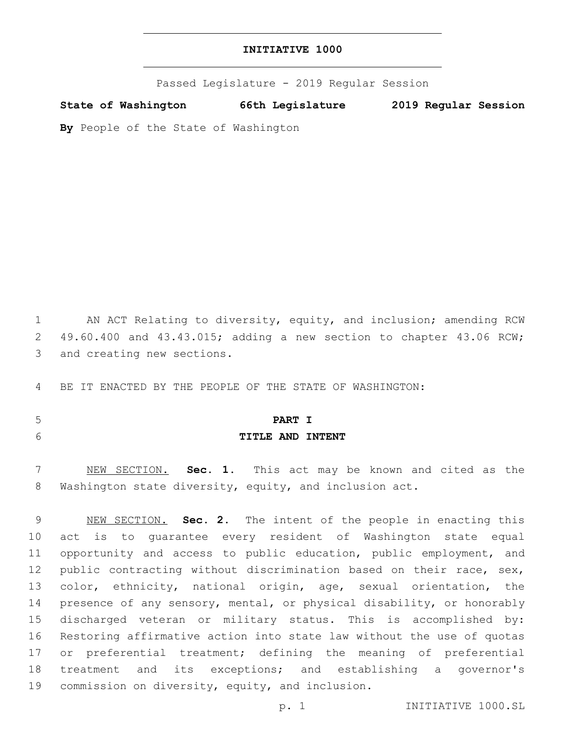# INITIATIVE 1000

Passed Legislature - 2019 Regular Session

**State of Washington 66th Legislature 2019 Regular Session**

**By** People of the State of Washington

AN ACT Relating to diversity, equity, and inclusion; amending RCW 49.60.400 and 43.43.015; adding a new section to chapter 43.06 RCW; and creating new sections.

BE IT ENACTED BY THE PEOPLE OF THE STATE OF WASHINGTON:

## PART I

## TITLE AND INTENT

NEW SECTION. **Sec. 1.** This act may be known and cited as the Washington state diversity, equity, and inclusion act.

NEW SECTION. **Sec. 2.** The intent of the people in enacting this act is to guarantee every resident of Washington state equal opportunity and access to public education, public employment, and public contracting without discrimination based on their race, sex, color, ethnicity, national origin, age, sexual orientation, the presence of any sensory, mental, or physical disability, or honorably discharged veteran or military status. This is accomplished by: Restoring affirmative action into state law without the use of quotas or preferential treatment; defining the meaning of preferential treatment and its exceptions; and establishing a governor's commission on diversity, equity, and inclusion.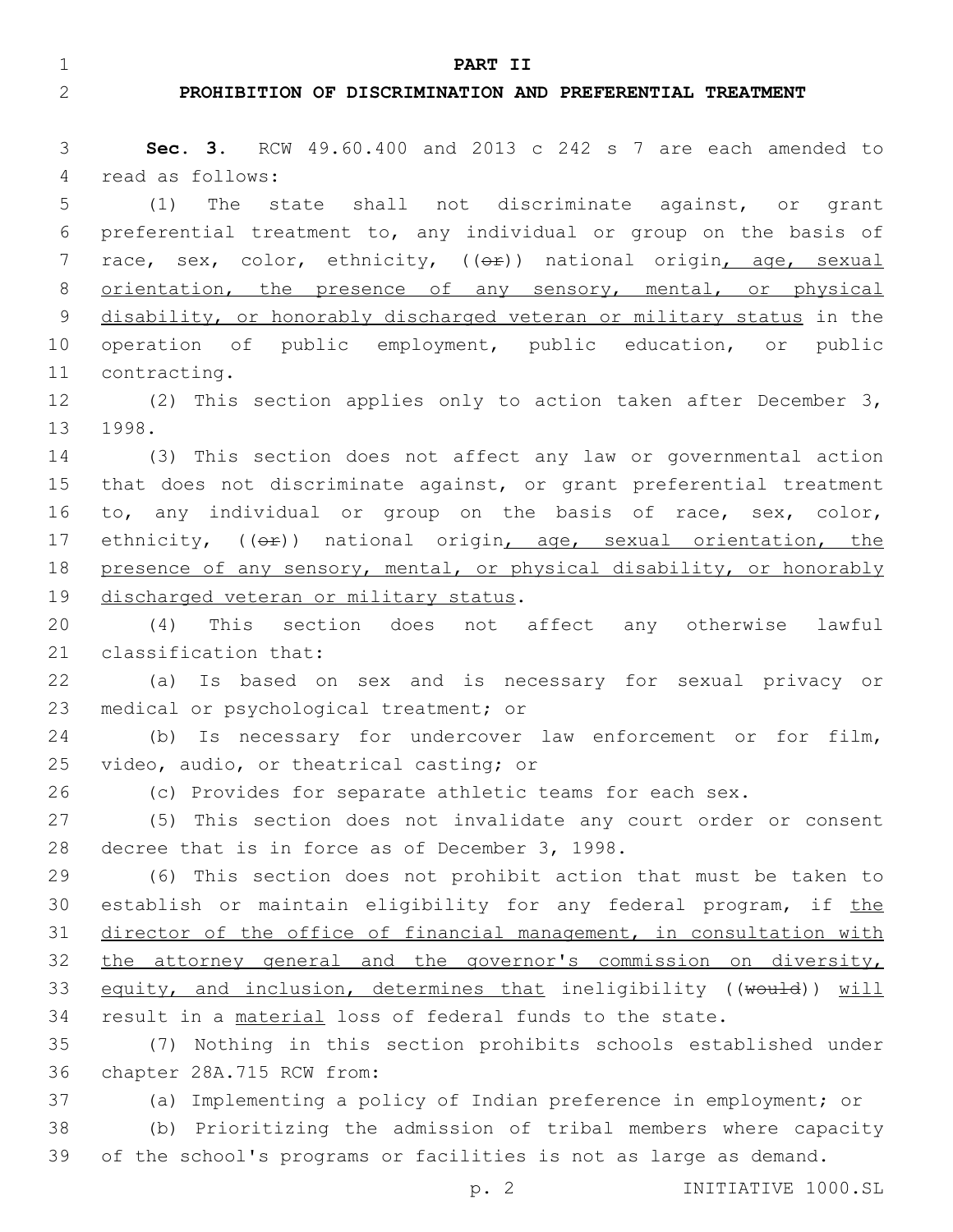## PART II

## PROHIBITION OF DISCRIMINATION AND PREFERENTIAL TREATMENT

**Sec. 3.** RCW 49.60.400 and 2013 c 242 s 7 are each amended to read as follows:

(1) The state shall not discriminate against, or grant preferential treatment to, any individual or group on the basis of race, sex, color, ethnicity, ((~~or~~)) national origin<u>, age, sexual orientation, the presence of any sensory, mental, or physical disability, or honorably discharged veteran or military status</u> in the operation of public employment, public education, or public contracting.

(2) This section applies only to action taken after December 3, 1998.

(3) This section does not affect any law or governmental action that does not discriminate against, or grant preferential treatment to, any individual or group on the basis of race, sex, color, ethnicity, ((~~or~~)) national origin<u>, age, sexual orientation, the presence of any sensory, mental, or physical disability, or honorably discharged veteran or military status</u>.

(4) This section does not affect any otherwise lawful classification that:

(a) Is based on sex and is necessary for sexual privacy or medical or psychological treatment; or

(b) Is necessary for undercover law enforcement or for film, video, audio, or theatrical casting; or

(c) Provides for separate athletic teams for each sex.

(5) This section does not invalidate any court order or consent decree that is in force as of December 3, 1998.

(6) This section does not prohibit action that must be taken to establish or maintain eligibility for any federal program, if <u>the director of the office of financial management, in consultation with the attorney general and the governor's commission on diversity, equity, and inclusion, determines that</u> ineligibility ((~~would~~)) <u>will</u> result in a <u>material</u> loss of federal funds to the state.

(7) Nothing in this section prohibits schools established under chapter 28A.715 RCW from:

(a) Implementing a policy of Indian preference in employment; or

(b) Prioritizing the admission of tribal members where capacity of the school's programs or facilities is not as large as demand.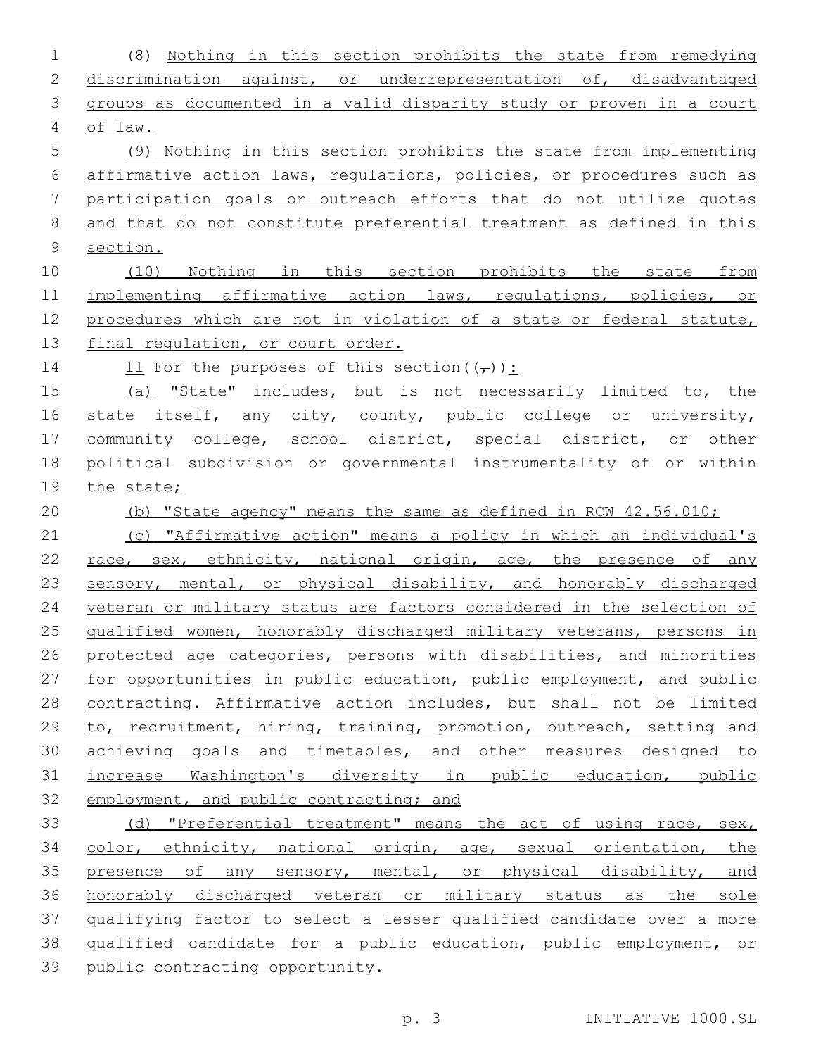(8) Nothing in this section prohibits the state from remedying discrimination against, or underrepresentation of, disadvantaged groups as documented in a valid disparity study or proven in a court of law.

(9) Nothing in this section prohibits the state from implementing affirmative action laws, regulations, policies, or procedures such as participation goals or outreach efforts that do not utilize quotas and that do not constitute preferential treatment as defined in this section.

(10) Nothing in this section prohibits the state from implementing affirmative action laws, regulations, policies, or procedures which are not in violation of a state or federal statute, final regulation, or court order.

11 For the purposes of this section((,)):

(a) "State" includes, but is not necessarily limited to, the state itself, any city, county, public college or university, community college, school district, special district, or other political subdivision or governmental instrumentality of or within the state;

(b) "State agency" means the same as defined in RCW 42.56.010;

(c) "Affirmative action" means a policy in which an individual's race, sex, ethnicity, national origin, age, the presence of any sensory, mental, or physical disability, and honorably discharged veteran or military status are factors considered in the selection of qualified women, honorably discharged military veterans, persons in protected age categories, persons with disabilities, and minorities for opportunities in public education, public employment, and public contracting. Affirmative action includes, but shall not be limited to, recruitment, hiring, training, promotion, outreach, setting and achieving goals and timetables, and other measures designed to increase Washington's diversity in public education, public employment, and public contracting; and

(d) "Preferential treatment" means the act of using race, sex, color, ethnicity, national origin, age, sexual orientation, the presence of any sensory, mental, or physical disability, and honorably discharged veteran or military status as the sole qualifying factor to select a lesser qualified candidate over a more qualified candidate for a public education, public employment, or public contracting opportunity.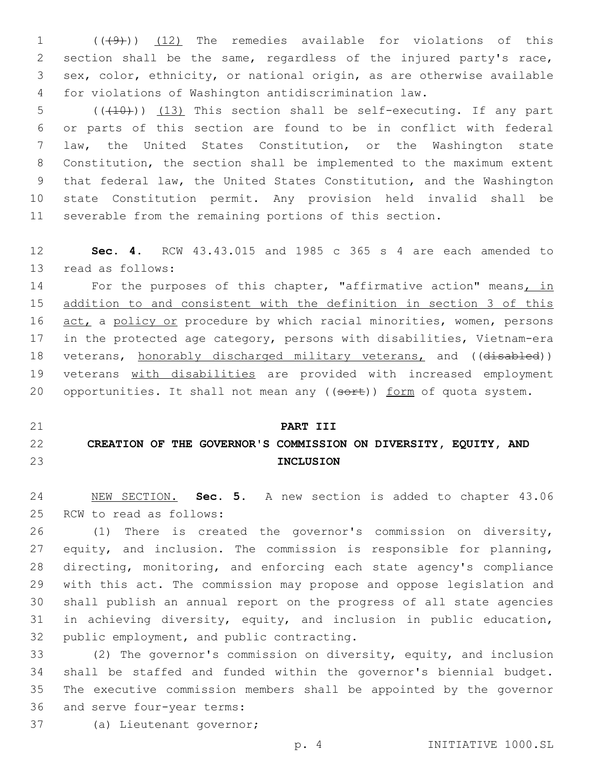((~~(9)~~)) <u>(12)</u> The remedies available for violations of this section shall be the same, regardless of the injured party's race, sex, color, ethnicity, or national origin, as are otherwise available for violations of Washington antidiscrimination law.

((~~(10)~~)) <u>(13)</u> This section shall be self-executing. If any part or parts of this section are found to be in conflict with federal law, the United States Constitution, or the Washington state Constitution, the section shall be implemented to the maximum extent that federal law, the United States Constitution, and the Washington state Constitution permit. Any provision held invalid shall be severable from the remaining portions of this section.

**Sec. 4.** RCW 43.43.015 and 1985 c 365 s 4 are each amended to read as follows:

For the purposes of this chapter, "affirmative action" means<u>, in addition to and consistent with the definition in section 3 of this act,</u> a <u>policy or</u> procedure by which racial minorities, women, persons in the protected age category, persons with disabilities, Vietnam-era veterans, <u>honorably discharged military veterans,</u> and ((~~disabled~~)) veterans <u>with disabilities</u> are provided with increased employment opportunities. It shall not mean any ((~~sort~~)) <u>form</u> of quota system.

## PART III

## CREATION OF THE GOVERNOR'S COMMISSION ON DIVERSITY, EQUITY, AND INCLUSION

<u>NEW SECTION.</u> **Sec. 5.** A new section is added to chapter 43.06 RCW to read as follows:

(1) There is created the governor's commission on diversity, equity, and inclusion. The commission is responsible for planning, directing, monitoring, and enforcing each state agency's compliance with this act. The commission may propose and oppose legislation and shall publish an annual report on the progress of all state agencies in achieving diversity, equity, and inclusion in public education, public employment, and public contracting.

(2) The governor's commission on diversity, equity, and inclusion shall be staffed and funded within the governor's biennial budget. The executive commission members shall be appointed by the governor and serve four-year terms:

(a) Lieutenant governor;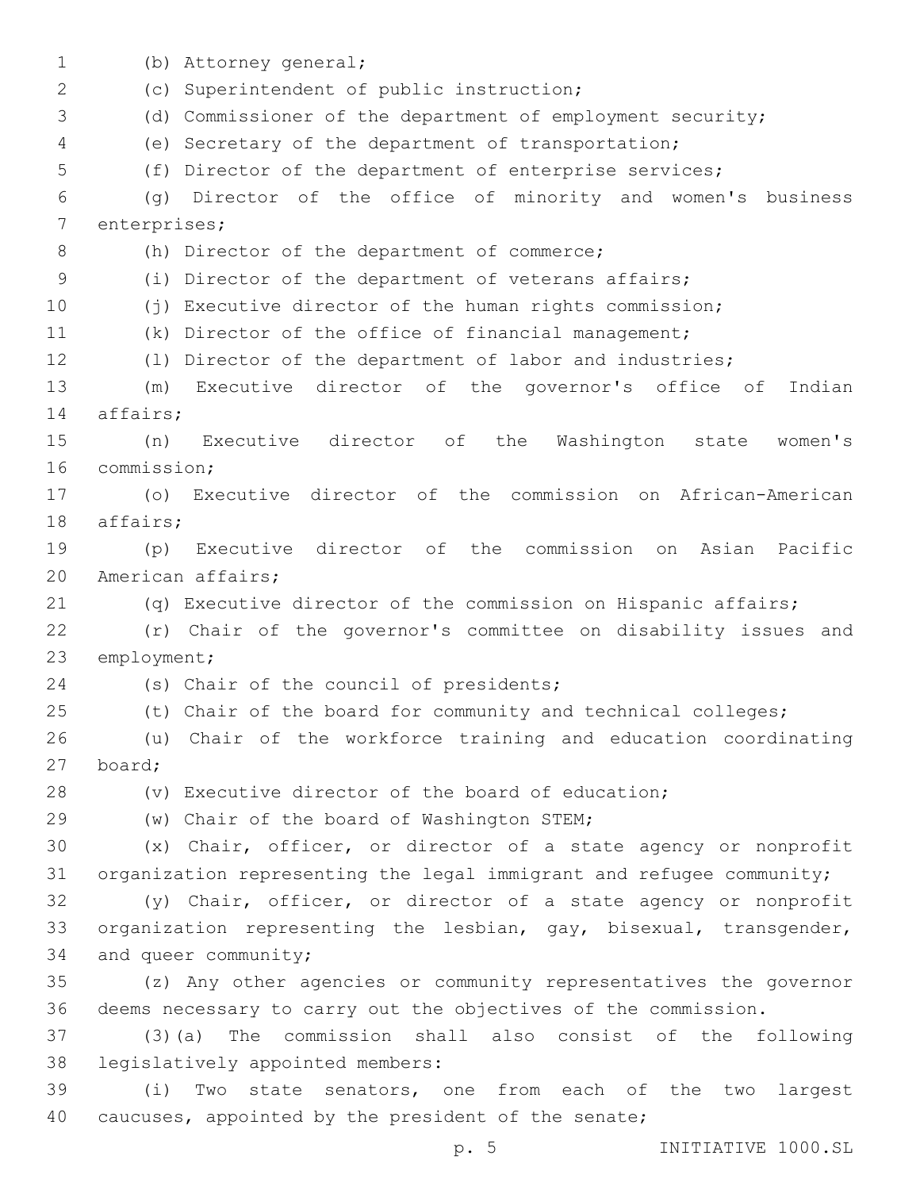(b) Attorney general;

(c) Superintendent of public instruction;

(d) Commissioner of the department of employment security;

(e) Secretary of the department of transportation;

(f) Director of the department of enterprise services;

(g) Director of the office of minority and women's business enterprises;

(h) Director of the department of commerce;

(i) Director of the department of veterans affairs;

(j) Executive director of the human rights commission;

(k) Director of the office of financial management;

(l) Director of the department of labor and industries;

(m) Executive director of the governor's office of Indian affairs;

(n) Executive director of the Washington state women's commission;

(o) Executive director of the commission on African-American affairs;

(p) Executive director of the commission on Asian Pacific American affairs;

(q) Executive director of the commission on Hispanic affairs;

(r) Chair of the governor's committee on disability issues and employment;

(s) Chair of the council of presidents;

(t) Chair of the board for community and technical colleges;

(u) Chair of the workforce training and education coordinating board;

(v) Executive director of the board of education;

(w) Chair of the board of Washington STEM;

(x) Chair, officer, or director of a state agency or nonprofit organization representing the legal immigrant and refugee community;

(y) Chair, officer, or director of a state agency or nonprofit organization representing the lesbian, gay, bisexual, transgender, and queer community;

(z) Any other agencies or community representatives the governor deems necessary to carry out the objectives of the commission.

(3)(a) The commission shall also consist of the following legislatively appointed members:

(i) Two state senators, one from each of the two largest caucuses, appointed by the president of the senate;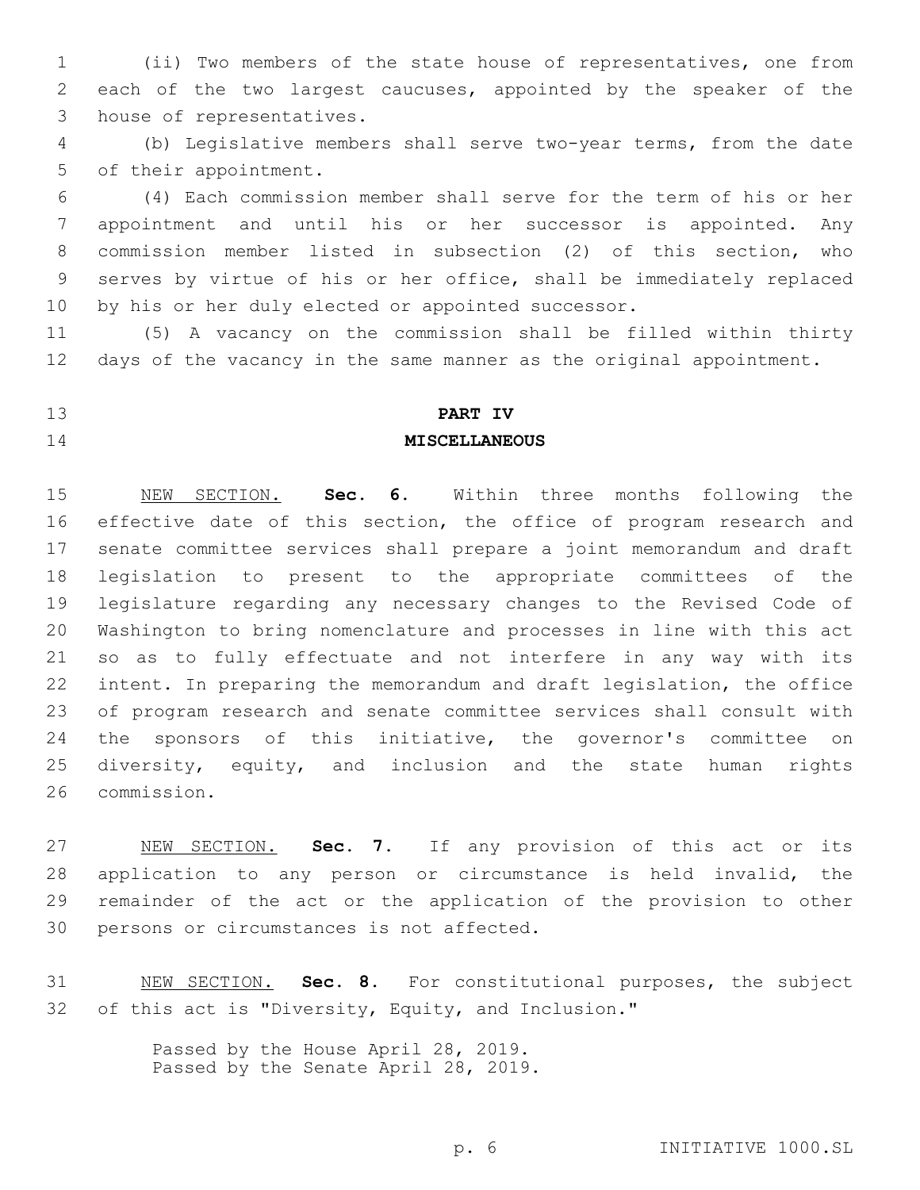(ii) Two members of the state house of representatives, one from each of the two largest caucuses, appointed by the speaker of the house of representatives.

(b) Legislative members shall serve two-year terms, from the date of their appointment.

(4) Each commission member shall serve for the term of his or her appointment and until his or her successor is appointed. Any commission member listed in subsection (2) of this section, who serves by virtue of his or her office, shall be immediately replaced by his or her duly elected or appointed successor.

(5) A vacancy on the commission shall be filled within thirty days of the vacancy in the same manner as the original appointment.

## PART IV
## MISCELLANEOUS

NEW SECTION. **Sec. 6.** Within three months following the effective date of this section, the office of program research and senate committee services shall prepare a joint memorandum and draft legislation to present to the appropriate committees of the legislature regarding any necessary changes to the Revised Code of Washington to bring nomenclature and processes in line with this act so as to fully effectuate and not interfere in any way with its intent. In preparing the memorandum and draft legislation, the office of program research and senate committee services shall consult with the sponsors of this initiative, the governor's committee on diversity, equity, and inclusion and the state human rights commission.

NEW SECTION. **Sec. 7.** If any provision of this act or its application to any person or circumstance is held invalid, the remainder of the act or the application of the provision to other persons or circumstances is not affected.

NEW SECTION. **Sec. 8.** For constitutional purposes, the subject of this act is "Diversity, Equity, and Inclusion."

Passed by the House April 28, 2019.
Passed by the Senate April 28, 2019.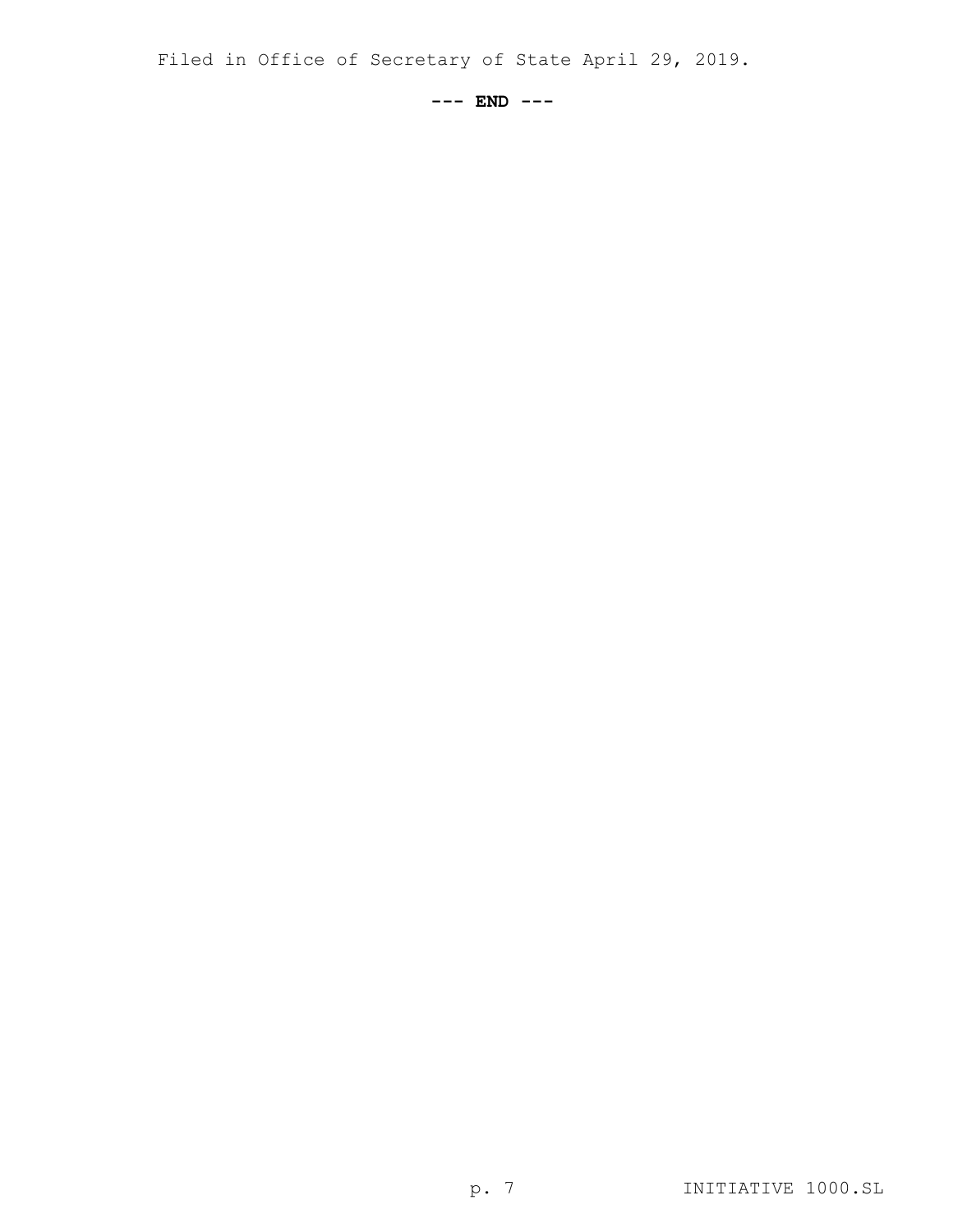Filed in Office of Secretary of State April 29, 2019.

**--- END ---**